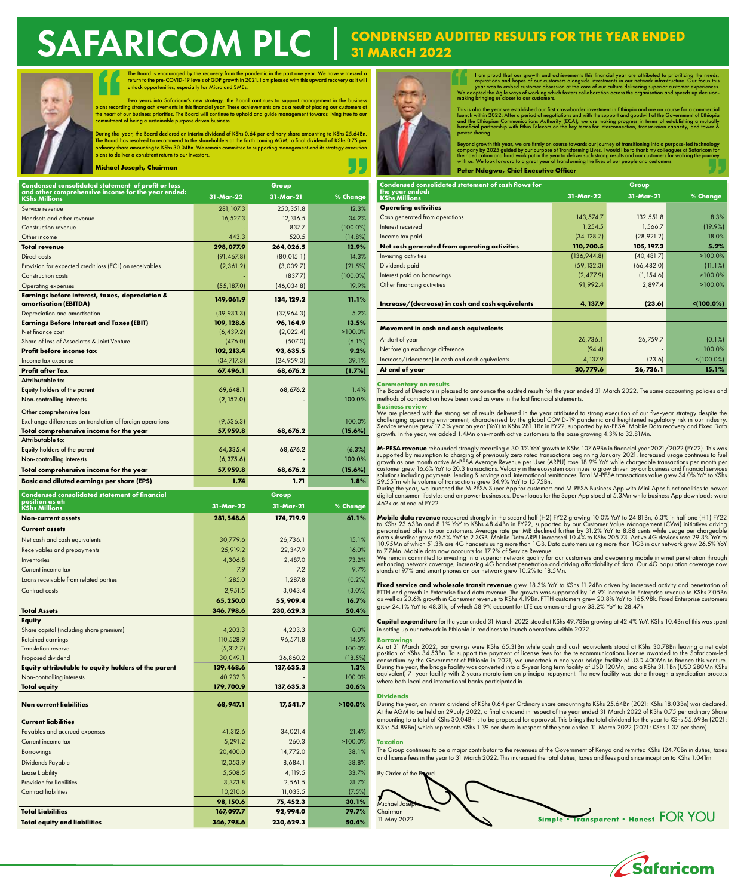# SAFARICOM PLC | CONDENSED AUDITED RESULTS FOR THE YEAR ENDED 31 MARCH 2022

The Board is encouraged by the recovery from the pandemic in the past one year. We have witnessed a return to the pre-COVID-19 levels of GDP growth in 2021. I am pleased with this upward recovery as it will unlock opportunities, especially for Micro and SMEs.

Two years into Safaricom's new strategy, the Board continues to support management in the business plans recording strong achievements in this financial year. These achievements are as a result of placing our customers at the heart of our business priorities. The Board will continue to uphold and guide management towards living true to our commitment of being a sustainable purpose driven business.

During the year, the Board declared an interim dividend of KShs 0.64 per ordinary share amounting to KShs 25.64Bn. The Board has resolved to recommend to the shareholders at the forth coming AGM, a final dividend of KShs 0.75 per ordinary share amounting to KShs 30.04Bn. We remain committed to supporting management and its strategy execution plans to deliver a consistent return to our investors.

**Michael Joseph, Chairman**

I am proud that our growth and achievements this financial year are attributed to prioritizing the needs, aspirations and hopes of our customers alongside investments in our network infrastructure. Our focus this year was to embed customer obsession at the core of our culture delivering superior customer experiences. We adopted the Agile ways of working which fosters collaboration across the organisation and speeds up decision-making bringing us closer to our customers.

This is also the year we established our first cross-border investment in Ethiopia and are on course for a commercial launch within 2022. After a period of negotiations and with the support and goodwill of the Government of Ethiopia and the Ethiopian Communications Authority (ECA), we are making progress in terms of establishing a mutually beneficial partnership with Ethio Telecom on the key terms for interconnection, transmission capacity, and tower & power sharing.

Beyond growth this year, we are firmly on course towards our journey of transitioning into a purpose-led technology company by 2025 guided by our purpose of Transforming Lives. I would like to thank my colleagues at Safaricom for their dedication and hard work put in the year to deliver such strong results and our customers for walking the journey with us. We look forward to a great year of transforming the lives of our people and customers.

**Peter Ndegwa, Chief Executive Officer**

| Condensed consolidated statement of profit or loss and other comprehensive income for the year ended: KShs Millions | Group | | |
|---|---|---|---|
| | 31-Mar-22 | 31-Mar-21 | % Change |
| Service revenue | 281,107.3 | 250,351.8 | 12.3% |
| Handsets and other revenue | 16,527.3 | 12,316.5 | 34.2% |
| Construction revenue | - | 837.7 | (100.0%) |
| Other income | 443.3 | 520.5 | (14.8%) |
| **Total revenue** | **298,077.9** | **264,026.5** | **12.9%** |
| Direct costs | (91,467.8) | (80,015.1) | 14.3% |
| Provision for expected credit loss (ECL) on receivables | (2,361.2) | (3,009.7) | (21.5%) |
| Construction costs | - | (837.7) | (100.0%) |
| Operating expenses | (55,187.0) | (46,034.8) | 19.9% |
| **Earnings before interest, taxes, depreciation & amortisation (EBITDA)** | **149,061.9** | **134,129.2** | **11.1%** |
| Depreciation and amortisation | (39,933.3) | (37,964.3) | 5.2% |
| **Earnings Before Interest and Taxes (EBIT)** | **109,128.6** | **96,164.9** | **13.5%** |
| Net finance cost | (6,439.2) | (2,022.4) | >100.0% |
| Share of loss of Associates & Joint Venture | (476.0) | (507.0) | (6.1%) |
| **Profit before income tax** | **102,213.4** | **93,635.5** | **9.2%** |
| Income tax expense | (34,717.3) | (24,959.3) | 39.1% |
| **Profit after Tax** | **67,496.1** | **68,676.2** | **(1.7%)** |
| **Attributable to:** | | | |
| Equity holders of the parent | 69,648.1 | 68,676.2 | 1.4% |
| Non-controlling interests | (2,152.0) | - | 100.0% |
| Other comprehensive loss | | | |
| Exchange differences on translation of foreign operations | (9,536.3) | - | 100.0% |
| **Total comprehensive income for the year** | **57,959.8** | **68,676.2** | **(15.6%)** |
| **Attributable to:** | | | |
| Equity holders of the parent | 64,335.4 | 68,676.2 | (6.3%) |
| Non-controlling interests | (6,375.6) | - | 100.0% |
| **Total comprehensive income for the year** | **57,959.8** | **68,676.2** | **(15.6%)** |
| **Basic and diluted earnings per share (EPS)** | **1.74** | **1.71** | **1.8%** |

| Condensed consolidated statement of financial position as at: KShs Millions | Group | | |
|---|---|---|---|
| | 31-Mar-22 | 31-Mar-21 | % Change |
| **Non-current assets** | **281,548.6** | **174,719.9** | **61.1%** |
| **Current assets** | | | |
| Net cash and cash equivalents | 30,779.6 | 26,736.1 | 15.1% |
| Receivables and prepayments | 25,919.2 | 22,347.9 | 16.0% |
| Inventories | 4,306.8 | 2,487.0 | 73.2% |
| Current income tax | 7.9 | 7.2 | 9.7% |
| Loans receivable from related parties | 1,285.0 | 1,287.8 | (0.2%) |
| Contract costs | 2,951.5 | 3,043.4 | (3.0%) |
| | **65,250.0** | **55,909.4** | **16.7%** |
| **Total Assets** | **346,798.6** | **230,629.3** | **50.4%** |
| **Equity** | | | |
| Share capital (including share premium) | 4,203.3 | 4,203.3 | 0.0% |
| Retained earnings | 110,528.9 | 96,571.8 | 14.5% |
| Translation reserve | (5,312.7) | - | 100.0% |
| Proposed dividend | 30,049.1 | 36,860.2 | (18.5%) |
| **Equity attributable to equity holders of the parent** | **139,468.6** | **137,635.3** | **1.3%** |
| Non-controlling interests | 40,232.3 | - | 100.0% |
| **Total equity** | **179,700.9** | **137,635.3** | **30.6%** |
| **Non current liabilities** | **68,947.1** | **17,541.7** | **>100.0%** |
| **Current liabilities** | | | |
| Payables and accrued expenses | 41,312.6 | 34,021.4 | 21.4% |
| Current income tax | 5,291.2 | 260.3 | >100.0% |
| Borrowings | 20,400.0 | 14,772.0 | 38.1% |
| Dividends Payable | 12,053.9 | 8,684.1 | 38.8% |
| Lease Liability | 5,508.5 | 4,119.5 | 33.7% |
| Provision for liabilities | 3,373.8 | 2,561.5 | 31.7% |
| Contract liabilities | 10,210.6 | 11,033.5 | (7.5%) |
| | **98,150.6** | **75,452.3** | **30.1%** |
| **Total Liabilities** | **167,097.7** | **92,994.0** | **79.7%** |
| **Total equity and liabilities** | **346,798.6** | **230,629.3** | **50.4%** |

| Condensed consolidated statement of cash flows for the year ended: KShs Millions | Group | | |
|---|---|---|---|
| | 31-Mar-22 | 31-Mar-21 | % Change |
| **Operating activities** | | | |
| Cash generated from operations | 143,574.7 | 132,551.8 | 8.3% |
| Interest received | 1,254.5 | 1,566.7 | (19.9%) |
| Income tax paid | (34,128.7) | (28,921.2) | 18.0% |
| **Net cash generated from operating activities** | **110,700.5** | **105,197.3** | **5.2%** |
| Investing activities | (136,944.8) | (40,481.7) | >100.0% |
| Dividends paid | (59,132.3) | (66,482.0) | (11.1%) |
| Interest paid on borrowings | (2,477.9) | (1,154.6) | >100.0% |
| Other Financing activities | 91,992.4 | 2,897.4 | >100.0% |
| **Increase/(decrease) in cash and cash equivalents** | **4,137.9** | **(23.6)** | **<(100.0%)** |
| **Movement in cash and cash equivalents** | | | |
| At start of year | 26,736.1 | 26,759.7 | (0.1%) |
| Net foreign exchange difference | (94.4) | - | 100.0% |
| Increase/(decrease) in cash and cash equivalents | 4,137.9 | (23.6) | <(100.0%) |
| **At end of year** | **30,779.6** | **26,736.1** | **15.1%** |

## Commentary on results

The Board of Directors is pleased to announce the audited results for the year ended 31 March 2022. The same accounting policies and methods of computation have been used as were in the last financial statements.

### Business review

We are pleased with the strong set of results delivered in the year attributed to strong execution of our five-year strategy despite the challenging operating environment, characterised by the global COVID-19 pandemic and heightened regulatory risk in our industry. Service revenue grew 12.3% year on year (YoY) to KShs 281.1Bn in FY22, supported by M-PESA, Mobile Data recovery and Fixed Data growth. In the year, we added 1.4Mn one-month active customers to the base growing 4.3% to 32.81Mn.

**M-PESA revenue** rebounded strongly recording a 30.3% YoY growth to KShs 107.69Bn in financial year 2021/2022 (FY22). This was supported by resumption to charging of previously zero rated transactions beginning January 2021. Increased usage continues to fuel growth as one month active M-PESA Average Revenue per User (ARPU) rose 18.9% YoY while chargeable transactions per month per customer grew 16.6% YoY to 20.3 transactions. Velocity in the ecosystem continues to grow driven by our business and financial services solutions including payments, lending & savings and international remittances. Total M-PESA transactions value grew 34.0% YoY to KShs 29.55Trn while volume of transactions grew 34.9% YoY to 15.75Bn.

During the year, we launched the M-PESA Super App for customers and M-PESA Business App with Mini-Apps functionalities to power digital consumer lifestyles and empower businesses. Downloads for the Super App stood at 5.3Mn while business App downloads were 462k as at end of FY22.

**Mobile data revenue** recovered strongly in the second half (H2) FY22 growing 10.0% YoY to 24.81Bn, 6.3% in half one (H1) FY22 to KShs 23.63Bn and 8.1% YoY to KShs 48.44Bn in FY22, supported by our Customer Value Management (CVM) initiatives driving personalised offers to our customers. Average rate per MB declined further by 31.2% YoY to 8.88 cents while usage per chargeable data subscriber grew 60.5% YoY to 2.3GB. Mobile Data ARPU increased 10.4% to KShs 205.73. Active 4G devices rose 29.3% YoY to 10.95Mn of which 51.3% are 4G handsets using more than 1GB. Data customers using more than 1GB in our network grew 26.5% YoY to 7.7Mn. Mobile data now accounts for 17.2% of Service Revenue.

We remain committed to investing in a superior network quality for our customers and deepening mobile internet penetration through enhancing network coverage, increasing 4G handset penetration and driving affordability of data. Our 4G population coverage now stands at 97% and smart phones on our network grew 10.2% to 18.5Mn.

**Fixed service and wholesale transit revenue** grew 18.3% YoY to KShs 11.24Bn driven by increased activity and penetration of FTTH and growth in Enterprise fixed data revenue. The growth was supported by 16.9% increase in Enterprise revenue to KShs 7.05Bn as well as 20.6% growth in Consumer revenue to KShs 4.19Bn. FTTH customers grew 20.8% YoY to 165.98k. Fixed Enterprise customers grew 24.1% YoY to 48.31k, of which 58.9% account for LTE customers and grew 33.2% YoY to 28.47k.

**Capital expenditure** for the year ended 31 March 2022 stood at KShs 49.78Bn growing at 42.4% YoY. KShs 10.4Bn of this was spent in setting up our network in Ethiopia in readiness to launch operations within 2022.

### Borrowings

As at 31 March 2022, borrowings were KShs 65.31Bn while cash and cash equivalents stood at KShs 30.78Bn leaving a net debt position of KShs 34.53Bn. To support the payment of license fees for the telecommunications license awarded to the Safaricom-led consortium by the Government of Ethiopia in 2021, we undertook a one-year bridge facility of USD 400Mn to finance this venture. During the year, the bridge facility was converted into a 5-year long term facility of USD 120Mn, and a KShs 31.1Bn (USD 280Mn KShs equivalent) 7- year facility with 2 years moratorium on principal repayment. The new facility was done through a syndication process where both local and international banks participated in.

### Dividends

During the year, an interim dividend of KShs 0.64 per Ordinary share amounting to KShs 25.64Bn (2021: KShs 18.03Bn) was declared. At the AGM to be held on 29 July 2022, a final dividend in respect of the year ended 31 March 2022 of KShs 0.75 per ordinary share amounting to a total of KShs 30.04Bn is to be proposed for approval. This brings the total dividend for the year to KShs 55.69Bn (2021: KShs 54.89Bn) which represents KShs 1.39 per share in respect of the year ended 31 March 2022 (2021: KShs 1.37 per share).

### Taxation

The Group continues to be a major contributor to the revenues of the Government of Kenya and remitted KShs 124.70Bn in duties, taxes and license fees in the year to 31 March 2022. This increased the total duties, taxes and fees paid since inception to KShs 1.04Trn.

By Order of the Board

Michael Joseph
Chairman
11 May 2022

Simple • Transparent • Honest FOR YOU

Safaricom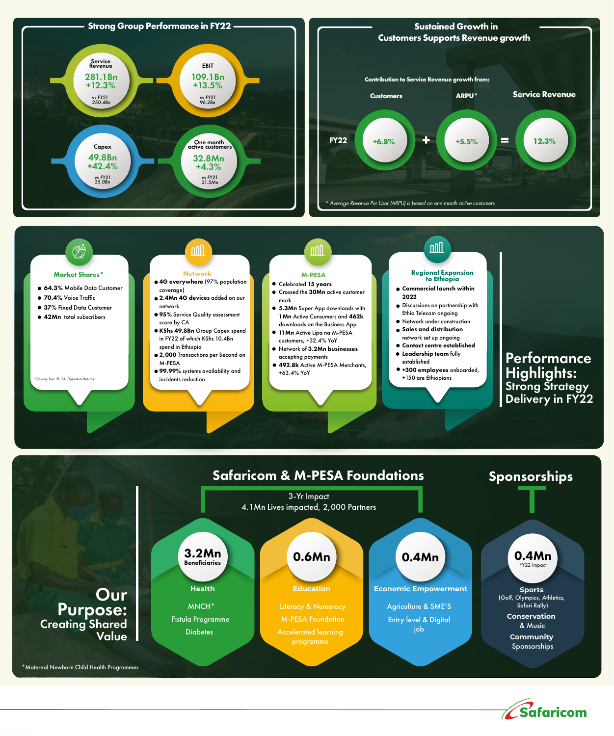## Strong Group Performance in FY22

**Service Revenue**
281.1Bn
+12.3%
vs FY21 250.4Bn

**EBIT**
109.1Bn
+13.5%
vs FY21 96.2Bn

**Capex**
49.8Bn
+42.4%
vs FY21 35.0Bn

**One month active customers**
32.8Mn
+4.3%
vs FY21 31.5Mn

## Sustained Growth in Customers Supports Revenue growth

Contribution to Service Revenue growth from;

Customers | ARPU* | Service Revenue

FY22 +6.8% + +5.5% = 12.3%

* Average Revenue Per User (ARPU) is based on one month active customers

## Performance Highlights: Strong Strategy Delivery in FY22

### Market Shares*

- **64.3%** Mobile Data Customer
- **70.4%** Voice Traffic
- **37%** Fixed Data Customer
- **42Mn** total subscribers

*Source; Dec 21 CA Operators Returns

### Network

- **4G everywhere** (97% population coverage)
- **2.4Mn 4G devices** added on our network
- **95%** Service Quality assessment score by CA
- **KShs 49.8Bn** Group Capex spend in FY22 of which KShs 10.4Bn spend in Ethiopia
- **2,000** Transactions per Second on M-PESA
- **99.99%** systems availability and incidents reduction

### M-PESA

- Celebrated **15 years**
- Crossed the **30Mn** active customer mark
- **5.3Mn** Super App downloads with **1Mn** Active Consumers and **462k** downloads on the Business App
- **11Mn** Active Lipa na M-PESA customers, +32.4% YoY
- Network of **3.2Mn businesses** accepting payments
- **492.8k** Active M-PESA Merchants, +63.4% YoY

### Regional Expansion to Ethiopia

- **Commercial launch within 2022**
- Discussions on partnership with Ethio Telecom ongoing
- Network under construction
- **Sales and distribution** network set up ongoing
- **Contact centre established**
- **Leadership team** fully established
- **+300 employees** onboarded, +150 are Ethiopians

## Our Purpose: Creating Shared Value

### Safaricom & M-PESA Foundations

3-Yr Impact
4.1Mn Lives impacted, 2,000 Partners

**3.2Mn Beneficiaries**
**Health**
MNCH*
Fistula Programme
Diabetes

**0.6Mn**
**Education**
Literacy & Numeracy
M-PESA Foundation
Accelerated learning programme

**0.4Mn**
**Economic Empowerment**
Agriculture & SME'S
Entry level & Digital job

### Sponsorships

**0.4Mn**
FY22 Impact
**Sports**
(Golf, Olympics, Athletics, Safari Rally)
**Conservation & Music**
**Community Sponsorships**

*Maternal Newborn Child Health Programmes

Safaricom